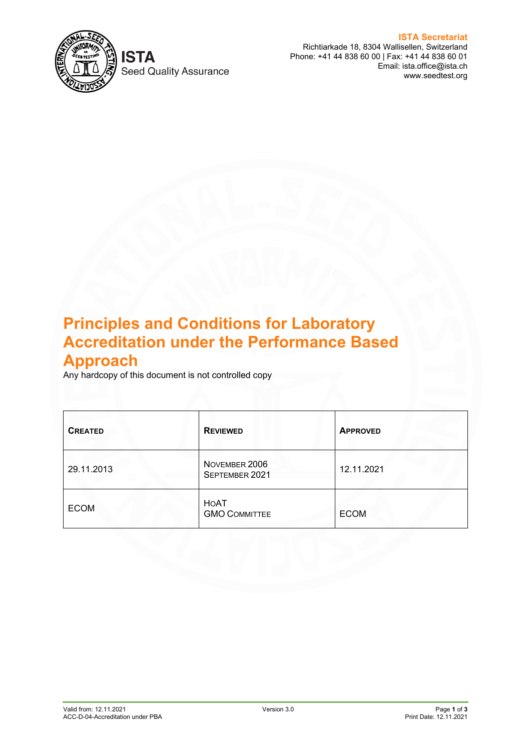**ISTA Secretariat**
Richtiarkade 18, 8304 Wallisellen, Switzerland
Phone: +41 44 838 60 00 | Fax: +41 44 838 60 01
Email: ista.office@ista.ch
www.seedtest.org

ISTA
Seed Quality Assurance

# Principles and Conditions for Laboratory Accreditation under the Performance Based Approach

Any hardcopy of this document is not controlled copy

| CREATED | REVIEWED | APPROVED |
|---|---|---|
| 29.11.2013 | NOVEMBER 2006<br>SEPTEMBER 2021 | 12.11.2021 |
| ECOM | HOAT<br>GMO COMMITTEE | ECOM |

Valid from: 12.11.2021
ACC-D-04-Accreditation under PBA
Version 3.0
Print Date: 12.11.2021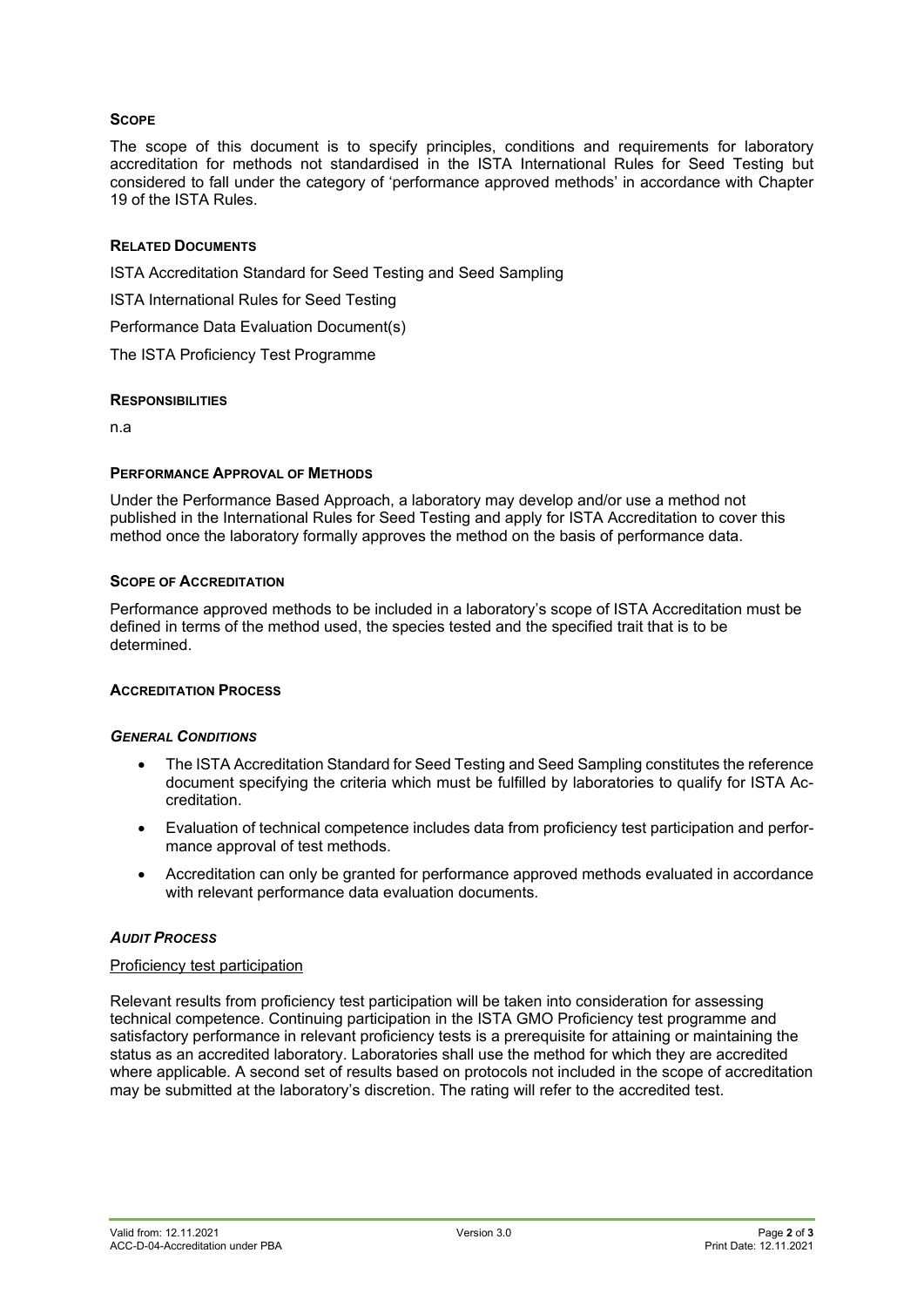## Scope

The scope of this document is to specify principles, conditions and requirements for laboratory accreditation for methods not standardised in the ISTA International Rules for Seed Testing but considered to fall under the category of 'performance approved methods' in accordance with Chapter 19 of the ISTA Rules.

## Related Documents

ISTA Accreditation Standard for Seed Testing and Seed Sampling

ISTA International Rules for Seed Testing

Performance Data Evaluation Document(s)

The ISTA Proficiency Test Programme

## Responsibilities

n.a

## Performance Approval of Methods

Under the Performance Based Approach, a laboratory may develop and/or use a method not published in the International Rules for Seed Testing and apply for ISTA Accreditation to cover this method once the laboratory formally approves the method on the basis of performance data.

## Scope of Accreditation

Performance approved methods to be included in a laboratory's scope of ISTA Accreditation must be defined in terms of the method used, the species tested and the specified trait that is to be determined.

## Accreditation Process

### *General Conditions*

- The ISTA Accreditation Standard for Seed Testing and Seed Sampling constitutes the reference document specifying the criteria which must be fulfilled by laboratories to qualify for ISTA Accreditation.
- Evaluation of technical competence includes data from proficiency test participation and performance approval of test methods.
- Accreditation can only be granted for performance approved methods evaluated in accordance with relevant performance data evaluation documents.

### *Audit Process*

Proficiency test participation

Relevant results from proficiency test participation will be taken into consideration for assessing technical competence. Continuing participation in the ISTA GMO Proficiency test programme and satisfactory performance in relevant proficiency tests is a prerequisite for attaining or maintaining the status as an accredited laboratory. Laboratories shall use the method for which they are accredited where applicable. A second set of results based on protocols not included in the scope of accreditation may be submitted at the laboratory's discretion. The rating will refer to the accredited test.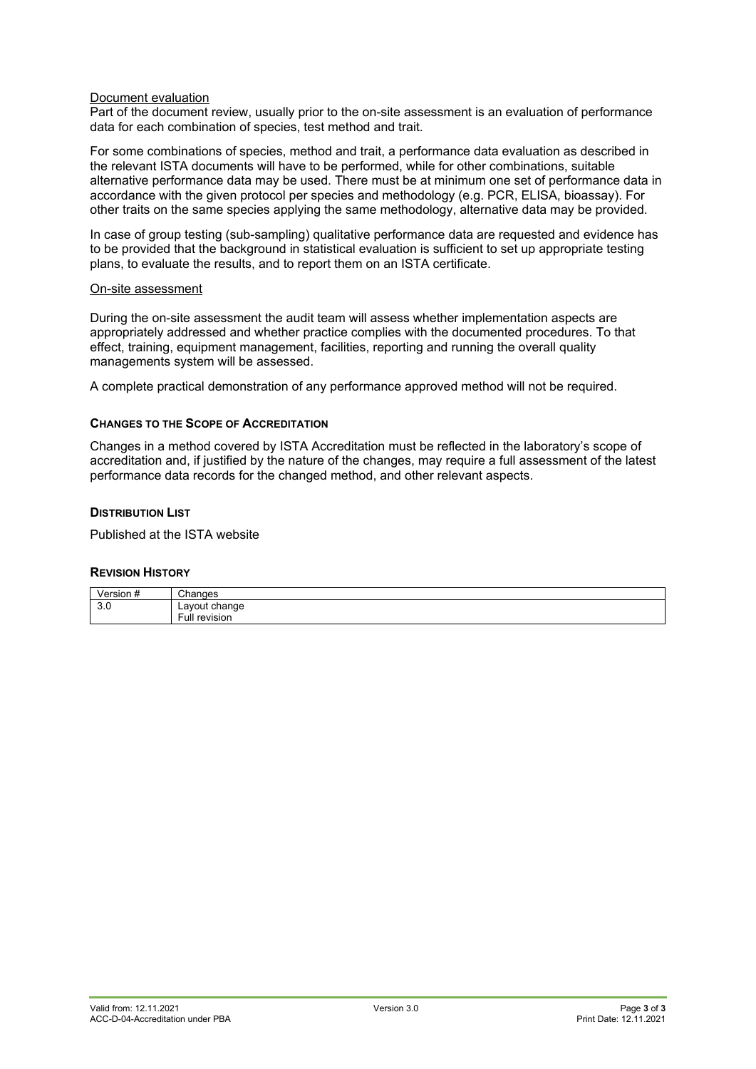Document evaluation

Part of the document review, usually prior to the on-site assessment is an evaluation of performance data for each combination of species, test method and trait.

For some combinations of species, method and trait, a performance data evaluation as described in the relevant ISTA documents will have to be performed, while for other combinations, suitable alternative performance data may be used. There must be at minimum one set of performance data in accordance with the given protocol per species and methodology (e.g. PCR, ELISA, bioassay). For other traits on the same species applying the same methodology, alternative data may be provided.

In case of group testing (sub-sampling) qualitative performance data are requested and evidence has to be provided that the background in statistical evaluation is sufficient to set up appropriate testing plans, to evaluate the results, and to report them on an ISTA certificate.

On-site assessment

During the on-site assessment the audit team will assess whether implementation aspects are appropriately addressed and whether practice complies with the documented procedures. To that effect, training, equipment management, facilities, reporting and running the overall quality managements system will be assessed.

A complete practical demonstration of any performance approved method will not be required.

## Changes to the Scope of Accreditation

Changes in a method covered by ISTA Accreditation must be reflected in the laboratory's scope of accreditation and, if justified by the nature of the changes, may require a full assessment of the latest performance data records for the changed method, and other relevant aspects.

## Distribution List

Published at the ISTA website

## Revision History

| Version # | Changes |
|---|---|
| 3.0 | Layout change<br>Full revision |